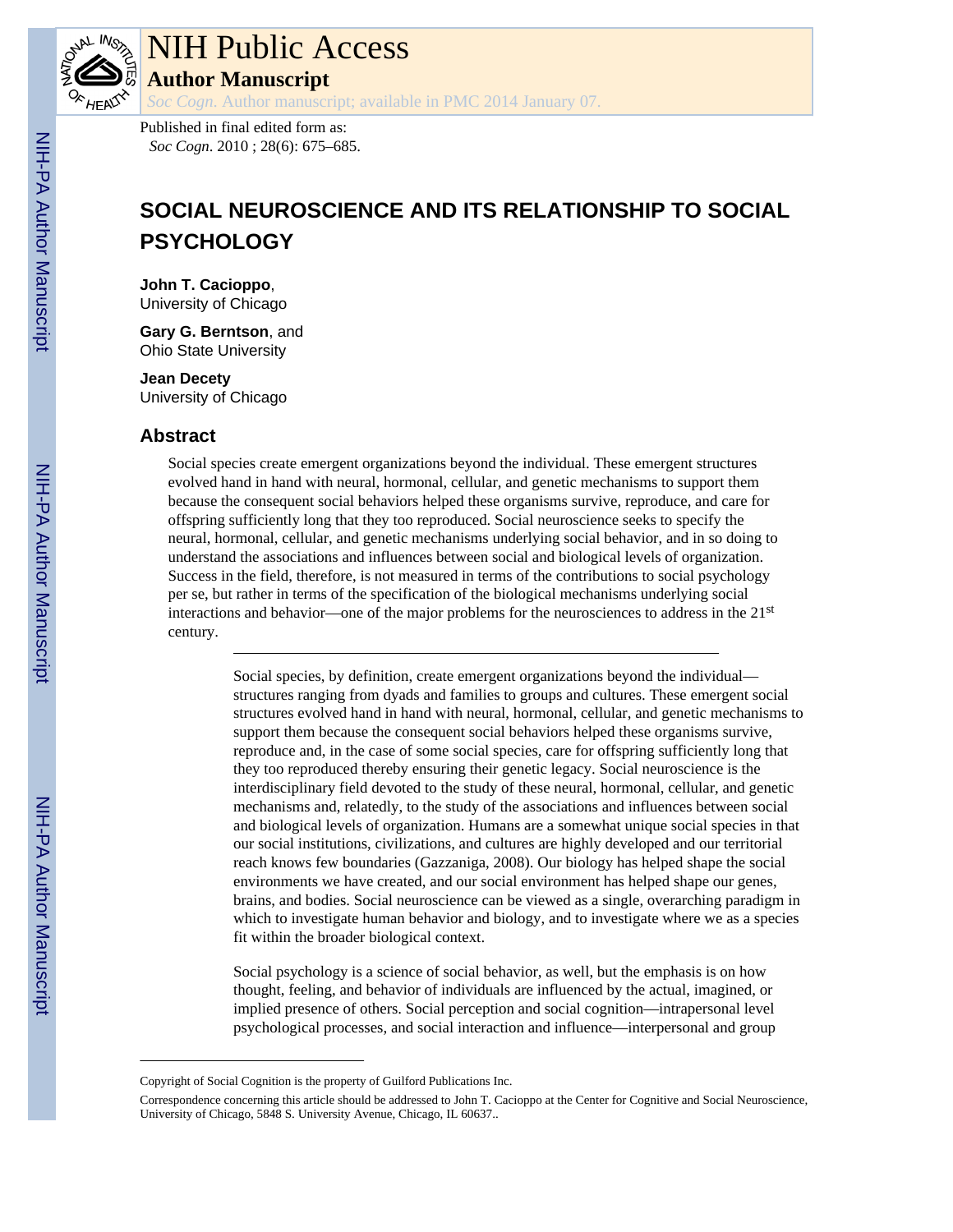# NIH Public Access

## Author Manuscript

*Soc Cogn*. Author manuscript; available in PMC 2014 January 07.

Published in final edited form as:
*Soc Cogn*. 2010 ; 28(6): 675–685.

# SOCIAL NEUROSCIENCE AND ITS RELATIONSHIP TO SOCIAL PSYCHOLOGY

**John T. Cacioppo**,
University of Chicago

**Gary G. Berntson**, and
Ohio State University

**Jean Decety**
University of Chicago

## Abstract

Social species create emergent organizations beyond the individual. These emergent structures evolved hand in hand with neural, hormonal, cellular, and genetic mechanisms to support them because the consequent social behaviors helped these organisms survive, reproduce, and care for offspring sufficiently long that they too reproduced. Social neuroscience seeks to specify the neural, hormonal, cellular, and genetic mechanisms underlying social behavior, and in so doing to understand the associations and influences between social and biological levels of organization. Success in the field, therefore, is not measured in terms of the contributions to social psychology per se, but rather in terms of the specification of the biological mechanisms underlying social interactions and behavior—one of the major problems for the neurosciences to address in the 21st century.

---

Social species, by definition, create emergent organizations beyond the individual—structures ranging from dyads and families to groups and cultures. These emergent social structures evolved hand in hand with neural, hormonal, cellular, and genetic mechanisms to support them because the consequent social behaviors helped these organisms survive, reproduce and, in the case of some social species, care for offspring sufficiently long that they too reproduced thereby ensuring their genetic legacy. Social neuroscience is the interdisciplinary field devoted to the study of these neural, hormonal, cellular, and genetic mechanisms and, relatedly, to the study of the associations and influences between social and biological levels of organization. Humans are a somewhat unique social species in that our social institutions, civilizations, and cultures are highly developed and our territorial reach knows few boundaries (Gazzaniga, 2008). Our biology has helped shape the social environments we have created, and our social environment has helped shape our genes, brains, and bodies. Social neuroscience can be viewed as a single, overarching paradigm in which to investigate human behavior and biology, and to investigate where we as a species fit within the broader biological context.

Social psychology is a science of social behavior, as well, but the emphasis is on how thought, feeling, and behavior of individuals are influenced by the actual, imagined, or implied presence of others. Social perception and social cognition—intrapersonal level psychological processes, and social interaction and influence—interpersonal and group

---

Copyright of Social Cognition is the property of Guilford Publications Inc.

Correspondence concerning this article should be addressed to John T. Cacioppo at the Center for Cognitive and Social Neuroscience, University of Chicago, 5848 S. University Avenue, Chicago, IL 60637..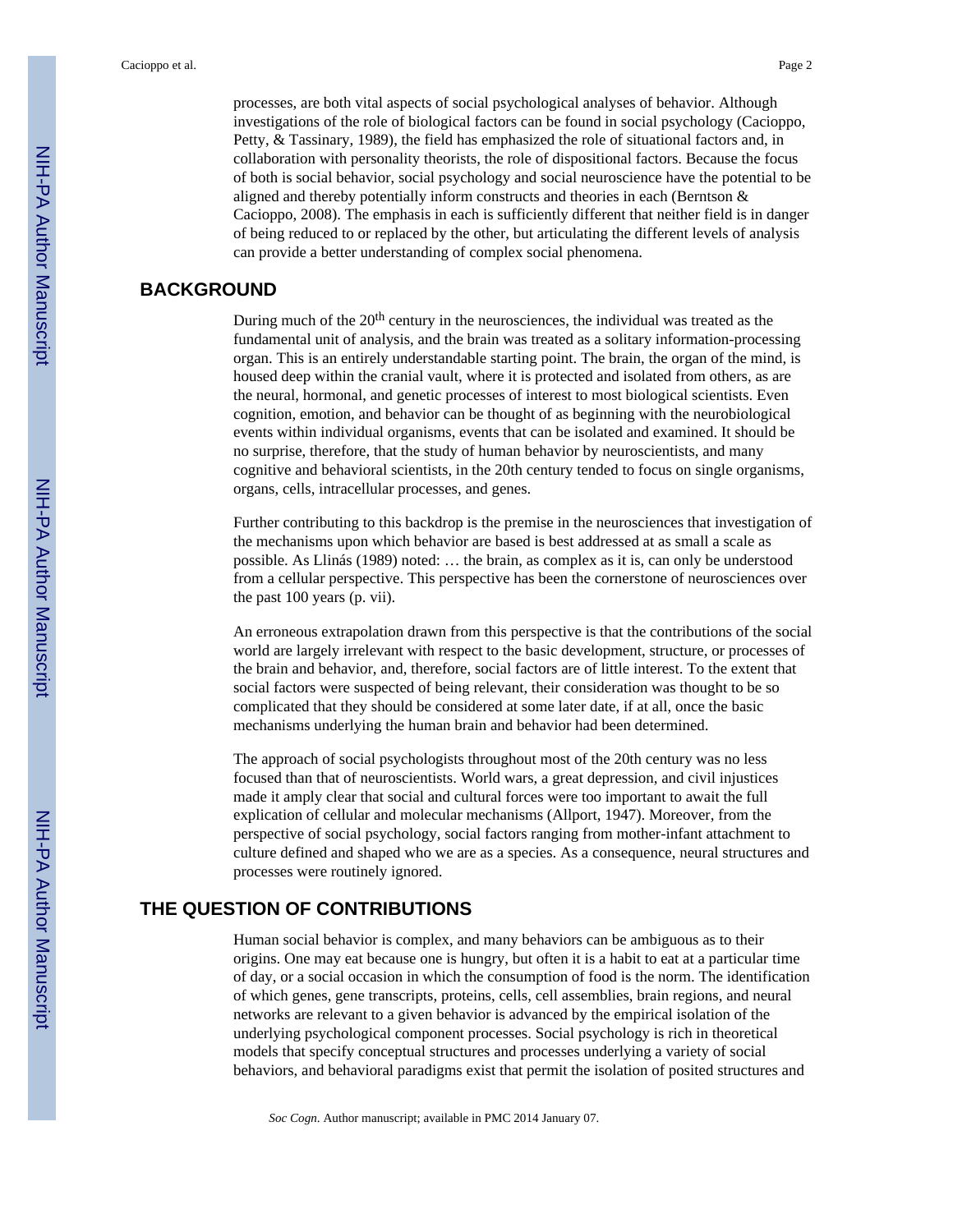processes, are both vital aspects of social psychological analyses of behavior. Although investigations of the role of biological factors can be found in social psychology (Cacioppo, Petty, & Tassinary, 1989), the field has emphasized the role of situational factors and, in collaboration with personality theorists, the role of dispositional factors. Because the focus of both is social behavior, social psychology and social neuroscience have the potential to be aligned and thereby potentially inform constructs and theories in each (Berntson & Cacioppo, 2008). The emphasis in each is sufficiently different that neither field is in danger of being reduced to or replaced by the other, but articulating the different levels of analysis can provide a better understanding of complex social phenomena.

## BACKGROUND

During much of the 20th century in the neurosciences, the individual was treated as the fundamental unit of analysis, and the brain was treated as a solitary information-processing organ. This is an entirely understandable starting point. The brain, the organ of the mind, is housed deep within the cranial vault, where it is protected and isolated from others, as are the neural, hormonal, and genetic processes of interest to most biological scientists. Even cognition, emotion, and behavior can be thought of as beginning with the neurobiological events within individual organisms, events that can be isolated and examined. It should be no surprise, therefore, that the study of human behavior by neuroscientists, and many cognitive and behavioral scientists, in the 20th century tended to focus on single organisms, organs, cells, intracellular processes, and genes.

Further contributing to this backdrop is the premise in the neurosciences that investigation of the mechanisms upon which behavior are based is best addressed at as small a scale as possible. As Llinás (1989) noted: … the brain, as complex as it is, can only be understood from a cellular perspective. This perspective has been the cornerstone of neurosciences over the past 100 years (p. vii).

An erroneous extrapolation drawn from this perspective is that the contributions of the social world are largely irrelevant with respect to the basic development, structure, or processes of the brain and behavior, and, therefore, social factors are of little interest. To the extent that social factors were suspected of being relevant, their consideration was thought to be so complicated that they should be considered at some later date, if at all, once the basic mechanisms underlying the human brain and behavior had been determined.

The approach of social psychologists throughout most of the 20th century was no less focused than that of neuroscientists. World wars, a great depression, and civil injustices made it amply clear that social and cultural forces were too important to await the full explication of cellular and molecular mechanisms (Allport, 1947). Moreover, from the perspective of social psychology, social factors ranging from mother-infant attachment to culture defined and shaped who we are as a species. As a consequence, neural structures and processes were routinely ignored.

## THE QUESTION OF CONTRIBUTIONS

Human social behavior is complex, and many behaviors can be ambiguous as to their origins. One may eat because one is hungry, but often it is a habit to eat at a particular time of day, or a social occasion in which the consumption of food is the norm. The identification of which genes, gene transcripts, proteins, cells, cell assemblies, brain regions, and neural networks are relevant to a given behavior is advanced by the empirical isolation of the underlying psychological component processes. Social psychology is rich in theoretical models that specify conceptual structures and processes underlying a variety of social behaviors, and behavioral paradigms exist that permit the isolation of posited structures and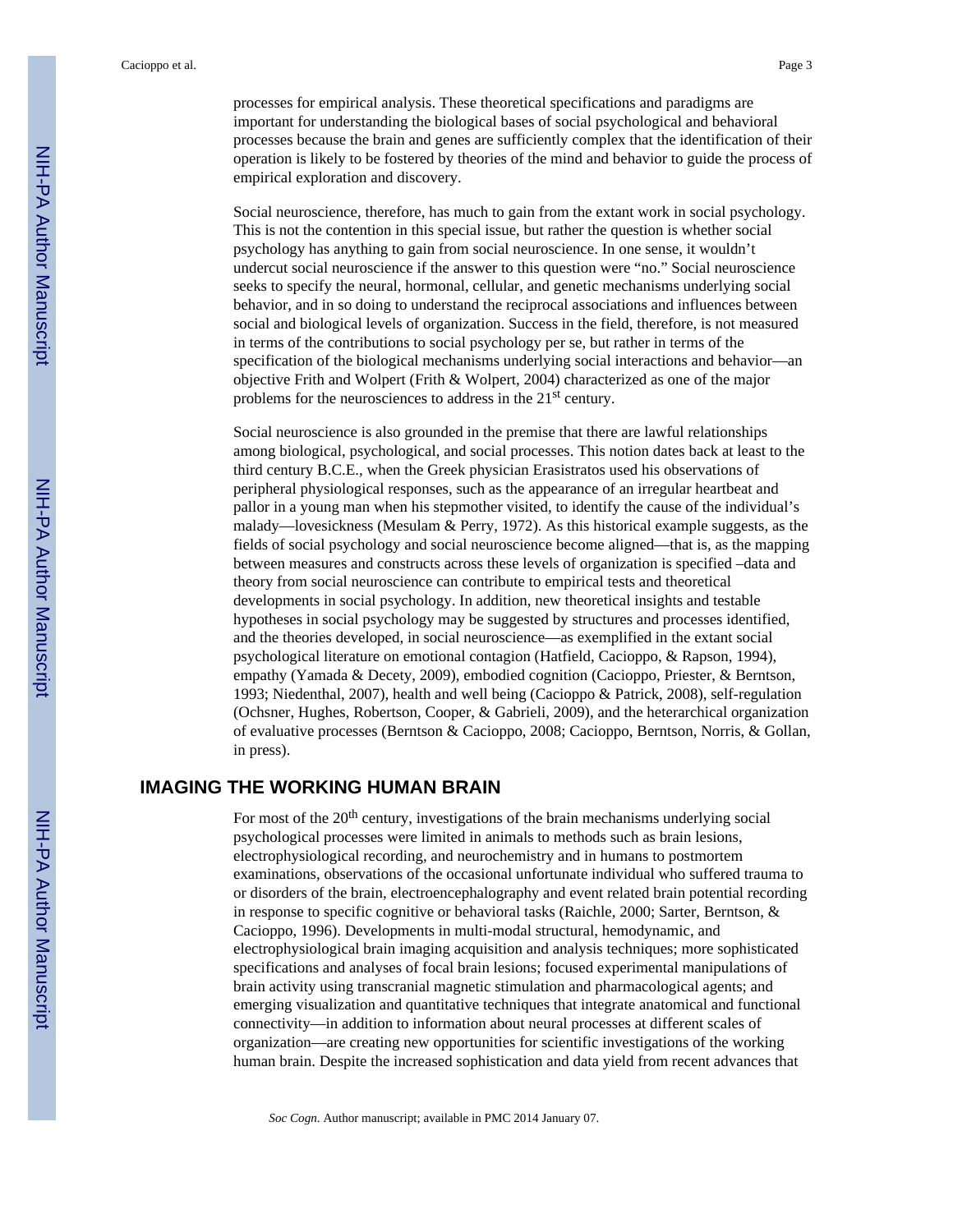processes for empirical analysis. These theoretical specifications and paradigms are important for understanding the biological bases of social psychological and behavioral processes because the brain and genes are sufficiently complex that the identification of their operation is likely to be fostered by theories of the mind and behavior to guide the process of empirical exploration and discovery.

Social neuroscience, therefore, has much to gain from the extant work in social psychology. This is not the contention in this special issue, but rather the question is whether social psychology has anything to gain from social neuroscience. In one sense, it wouldn't undercut social neuroscience if the answer to this question were "no." Social neuroscience seeks to specify the neural, hormonal, cellular, and genetic mechanisms underlying social behavior, and in so doing to understand the reciprocal associations and influences between social and biological levels of organization. Success in the field, therefore, is not measured in terms of the contributions to social psychology per se, but rather in terms of the specification of the biological mechanisms underlying social interactions and behavior—an objective Frith and Wolpert (Frith & Wolpert, 2004) characterized as one of the major problems for the neurosciences to address in the 21st century.

Social neuroscience is also grounded in the premise that there are lawful relationships among biological, psychological, and social processes. This notion dates back at least to the third century B.C.E., when the Greek physician Erasistratos used his observations of peripheral physiological responses, such as the appearance of an irregular heartbeat and pallor in a young man when his stepmother visited, to identify the cause of the individual's malady—lovesickness (Mesulam & Perry, 1972). As this historical example suggests, as the fields of social psychology and social neuroscience become aligned—that is, as the mapping between measures and constructs across these levels of organization is specified –data and theory from social neuroscience can contribute to empirical tests and theoretical developments in social psychology. In addition, new theoretical insights and testable hypotheses in social psychology may be suggested by structures and processes identified, and the theories developed, in social neuroscience—as exemplified in the extant social psychological literature on emotional contagion (Hatfield, Cacioppo, & Rapson, 1994), empathy (Yamada & Decety, 2009), embodied cognition (Cacioppo, Priester, & Berntson, 1993; Niedenthal, 2007), health and well being (Cacioppo & Patrick, 2008), self-regulation (Ochsner, Hughes, Robertson, Cooper, & Gabrieli, 2009), and the heterarchical organization of evaluative processes (Berntson & Cacioppo, 2008; Cacioppo, Berntson, Norris, & Gollan, in press).

## IMAGING THE WORKING HUMAN BRAIN

For most of the 20th century, investigations of the brain mechanisms underlying social psychological processes were limited in animals to methods such as brain lesions, electrophysiological recording, and neurochemistry and in humans to postmortem examinations, observations of the occasional unfortunate individual who suffered trauma to or disorders of the brain, electroencephalography and event related brain potential recording in response to specific cognitive or behavioral tasks (Raichle, 2000; Sarter, Berntson, & Cacioppo, 1996). Developments in multi-modal structural, hemodynamic, and electrophysiological brain imaging acquisition and analysis techniques; more sophisticated specifications and analyses of focal brain lesions; focused experimental manipulations of brain activity using transcranial magnetic stimulation and pharmacological agents; and emerging visualization and quantitative techniques that integrate anatomical and functional connectivity—in addition to information about neural processes at different scales of organization—are creating new opportunities for scientific investigations of the working human brain. Despite the increased sophistication and data yield from recent advances that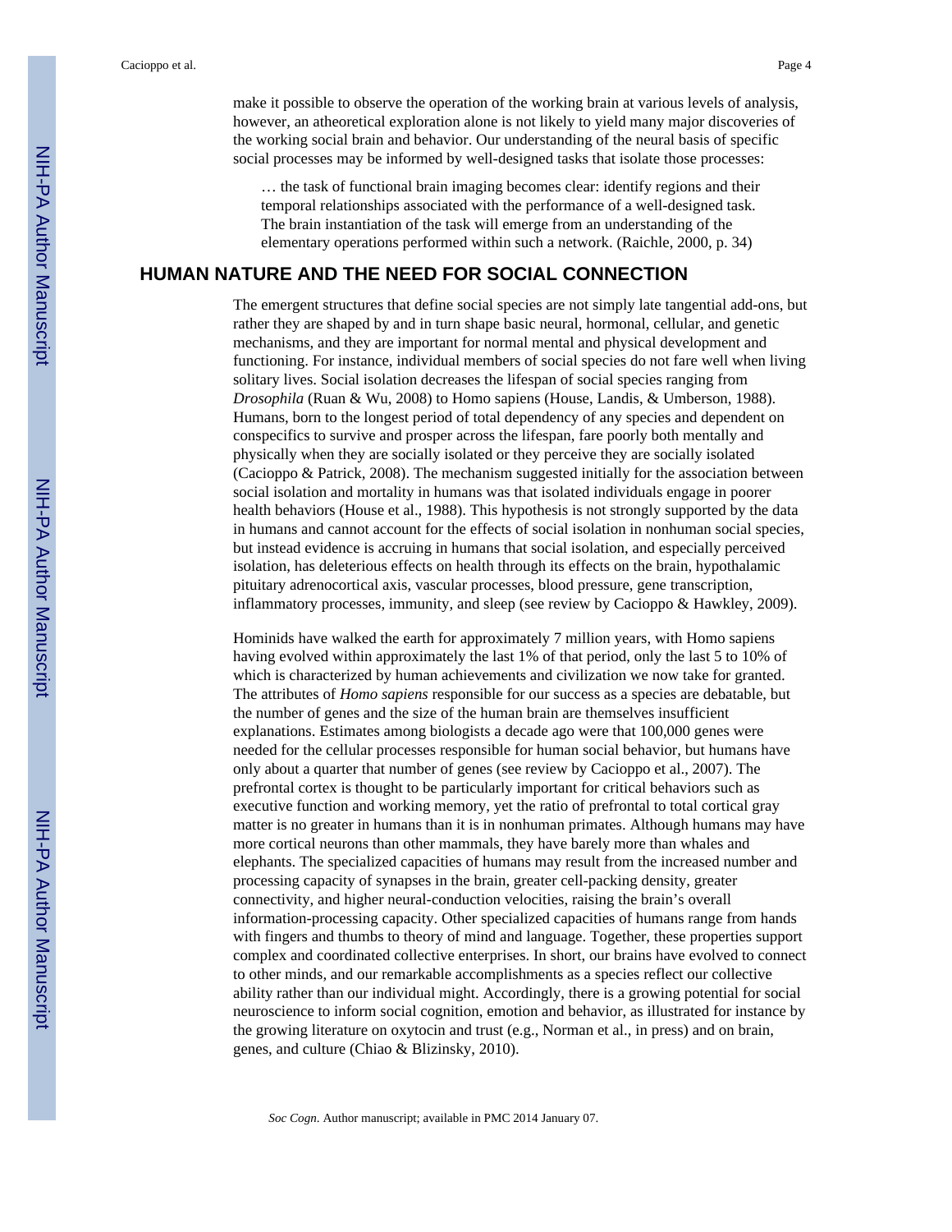make it possible to observe the operation of the working brain at various levels of analysis, however, an atheoretical exploration alone is not likely to yield many major discoveries of the working social brain and behavior. Our understanding of the neural basis of specific social processes may be informed by well-designed tasks that isolate those processes:

> … the task of functional brain imaging becomes clear: identify regions and their temporal relationships associated with the performance of a well-designed task. The brain instantiation of the task will emerge from an understanding of the elementary operations performed within such a network. (Raichle, 2000, p. 34)

## HUMAN NATURE AND THE NEED FOR SOCIAL CONNECTION

The emergent structures that define social species are not simply late tangential add-ons, but rather they are shaped by and in turn shape basic neural, hormonal, cellular, and genetic mechanisms, and they are important for normal mental and physical development and functioning. For instance, individual members of social species do not fare well when living solitary lives. Social isolation decreases the lifespan of social species ranging from *Drosophila* (Ruan & Wu, 2008) to Homo sapiens (House, Landis, & Umberson, 1988). Humans, born to the longest period of total dependency of any species and dependent on conspecifics to survive and prosper across the lifespan, fare poorly both mentally and physically when they are socially isolated or they perceive they are socially isolated (Cacioppo & Patrick, 2008). The mechanism suggested initially for the association between social isolation and mortality in humans was that isolated individuals engage in poorer health behaviors (House et al., 1988). This hypothesis is not strongly supported by the data in humans and cannot account for the effects of social isolation in nonhuman social species, but instead evidence is accruing in humans that social isolation, and especially perceived isolation, has deleterious effects on health through its effects on the brain, hypothalamic pituitary adrenocortical axis, vascular processes, blood pressure, gene transcription, inflammatory processes, immunity, and sleep (see review by Cacioppo & Hawkley, 2009).

Hominids have walked the earth for approximately 7 million years, with Homo sapiens having evolved within approximately the last 1% of that period, only the last 5 to 10% of which is characterized by human achievements and civilization we now take for granted. The attributes of *Homo sapiens* responsible for our success as a species are debatable, but the number of genes and the size of the human brain are themselves insufficient explanations. Estimates among biologists a decade ago were that 100,000 genes were needed for the cellular processes responsible for human social behavior, but humans have only about a quarter that number of genes (see review by Cacioppo et al., 2007). The prefrontal cortex is thought to be particularly important for critical behaviors such as executive function and working memory, yet the ratio of prefrontal to total cortical gray matter is no greater in humans than it is in nonhuman primates. Although humans may have more cortical neurons than other mammals, they have barely more than whales and elephants. The specialized capacities of humans may result from the increased number and processing capacity of synapses in the brain, greater cell-packing density, greater connectivity, and higher neural-conduction velocities, raising the brain's overall information-processing capacity. Other specialized capacities of humans range from hands with fingers and thumbs to theory of mind and language. Together, these properties support complex and coordinated collective enterprises. In short, our brains have evolved to connect to other minds, and our remarkable accomplishments as a species reflect our collective ability rather than our individual might. Accordingly, there is a growing potential for social neuroscience to inform social cognition, emotion and behavior, as illustrated for instance by the growing literature on oxytocin and trust (e.g., Norman et al., in press) and on brain, genes, and culture (Chiao & Blizinsky, 2010).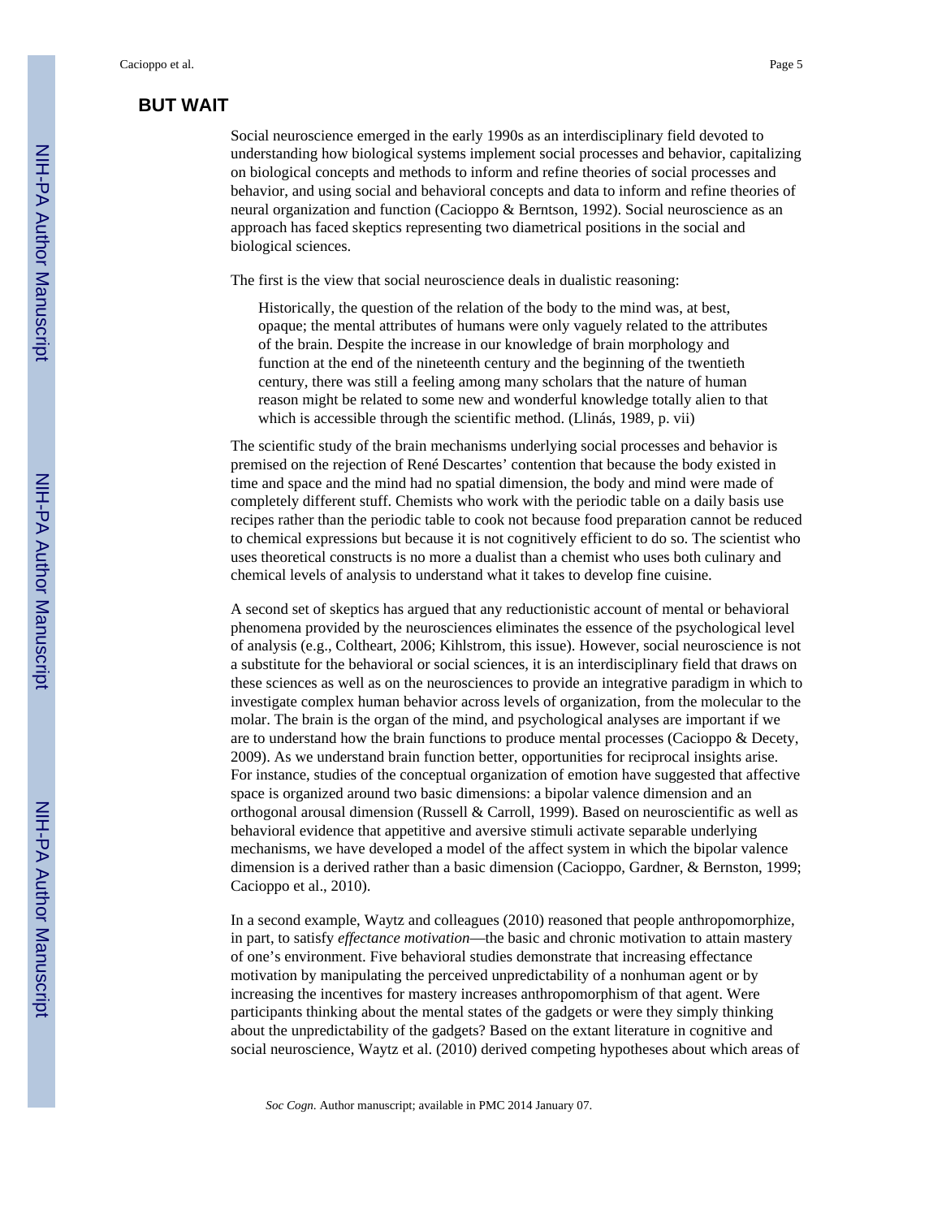## BUT WAIT

Social neuroscience emerged in the early 1990s as an interdisciplinary field devoted to understanding how biological systems implement social processes and behavior, capitalizing on biological concepts and methods to inform and refine theories of social processes and behavior, and using social and behavioral concepts and data to inform and refine theories of neural organization and function (Cacioppo & Berntson, 1992). Social neuroscience as an approach has faced skeptics representing two diametrical positions in the social and biological sciences.

The first is the view that social neuroscience deals in dualistic reasoning:

> Historically, the question of the relation of the body to the mind was, at best, opaque; the mental attributes of humans were only vaguely related to the attributes of the brain. Despite the increase in our knowledge of brain morphology and function at the end of the nineteenth century and the beginning of the twentieth century, there was still a feeling among many scholars that the nature of human reason might be related to some new and wonderful knowledge totally alien to that which is accessible through the scientific method. (Llinás, 1989, p. vii)

The scientific study of the brain mechanisms underlying social processes and behavior is premised on the rejection of René Descartes' contention that because the body existed in time and space and the mind had no spatial dimension, the body and mind were made of completely different stuff. Chemists who work with the periodic table on a daily basis use recipes rather than the periodic table to cook not because food preparation cannot be reduced to chemical expressions but because it is not cognitively efficient to do so. The scientist who uses theoretical constructs is no more a dualist than a chemist who uses both culinary and chemical levels of analysis to understand what it takes to develop fine cuisine.

A second set of skeptics has argued that any reductionistic account of mental or behavioral phenomena provided by the neurosciences eliminates the essence of the psychological level of analysis (e.g., Coltheart, 2006; Kihlstrom, this issue). However, social neuroscience is not a substitute for the behavioral or social sciences, it is an interdisciplinary field that draws on these sciences as well as on the neurosciences to provide an integrative paradigm in which to investigate complex human behavior across levels of organization, from the molecular to the molar. The brain is the organ of the mind, and psychological analyses are important if we are to understand how the brain functions to produce mental processes (Cacioppo & Decety, 2009). As we understand brain function better, opportunities for reciprocal insights arise. For instance, studies of the conceptual organization of emotion have suggested that affective space is organized around two basic dimensions: a bipolar valence dimension and an orthogonal arousal dimension (Russell & Carroll, 1999). Based on neuroscientific as well as behavioral evidence that appetitive and aversive stimuli activate separable underlying mechanisms, we have developed a model of the affect system in which the bipolar valence dimension is a derived rather than a basic dimension (Cacioppo, Gardner, & Bernston, 1999; Cacioppo et al., 2010).

In a second example, Waytz and colleagues (2010) reasoned that people anthropomorphize, in part, to satisfy *effectance motivation*—the basic and chronic motivation to attain mastery of one's environment. Five behavioral studies demonstrate that increasing effectance motivation by manipulating the perceived unpredictability of a nonhuman agent or by increasing the incentives for mastery increases anthropomorphism of that agent. Were participants thinking about the mental states of the gadgets or were they simply thinking about the unpredictability of the gadgets? Based on the extant literature in cognitive and social neuroscience, Waytz et al. (2010) derived competing hypotheses about which areas of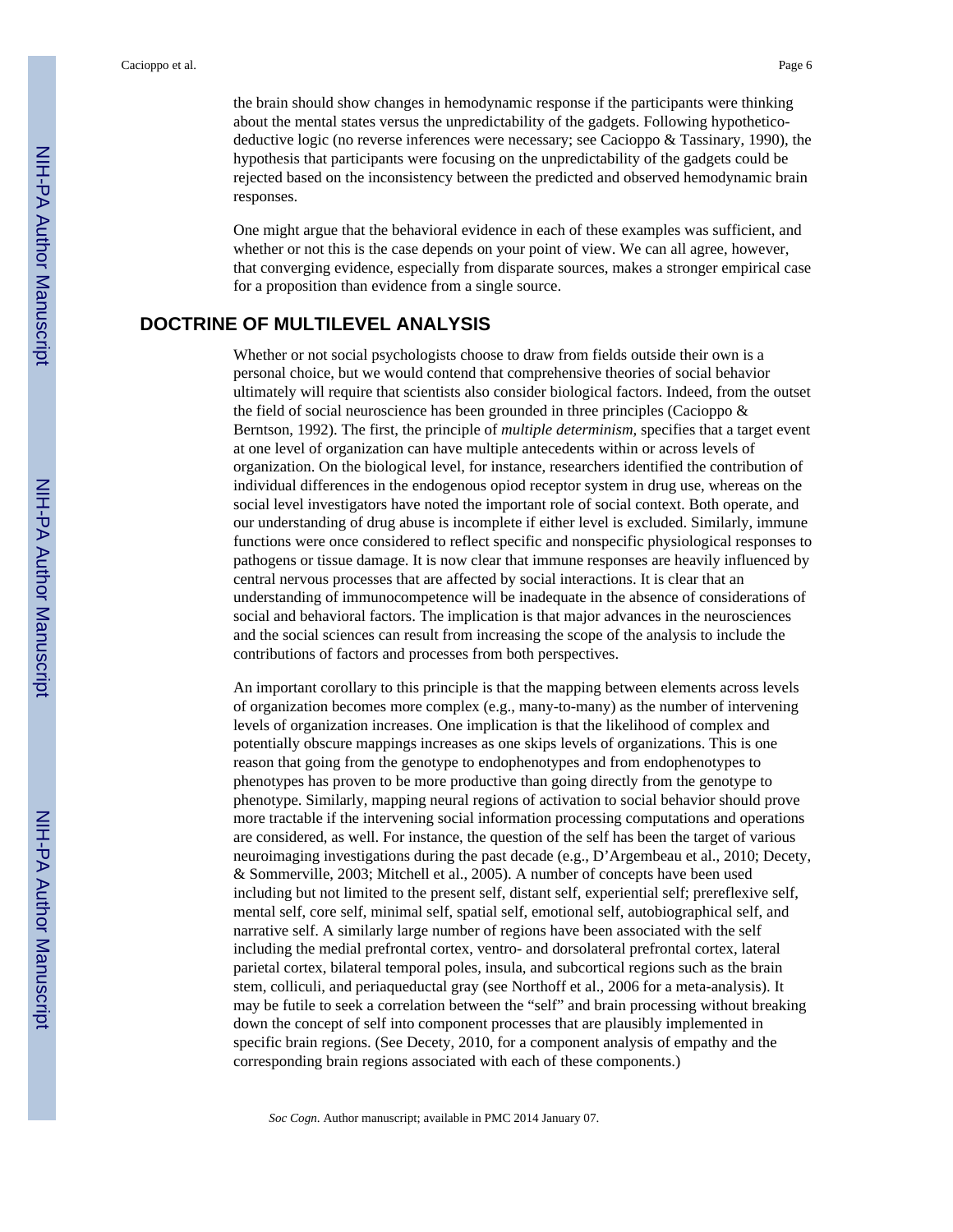the brain should show changes in hemodynamic response if the participants were thinking about the mental states versus the unpredictability of the gadgets. Following hypothetico-deductive logic (no reverse inferences were necessary; see Cacioppo & Tassinary, 1990), the hypothesis that participants were focusing on the unpredictability of the gadgets could be rejected based on the inconsistency between the predicted and observed hemodynamic brain responses.

One might argue that the behavioral evidence in each of these examples was sufficient, and whether or not this is the case depends on your point of view. We can all agree, however, that converging evidence, especially from disparate sources, makes a stronger empirical case for a proposition than evidence from a single source.

## DOCTRINE OF MULTILEVEL ANALYSIS

Whether or not social psychologists choose to draw from fields outside their own is a personal choice, but we would contend that comprehensive theories of social behavior ultimately will require that scientists also consider biological factors. Indeed, from the outset the field of social neuroscience has been grounded in three principles (Cacioppo & Berntson, 1992). The first, the principle of *multiple determinism*, specifies that a target event at one level of organization can have multiple antecedents within or across levels of organization. On the biological level, for instance, researchers identified the contribution of individual differences in the endogenous opiod receptor system in drug use, whereas on the social level investigators have noted the important role of social context. Both operate, and our understanding of drug abuse is incomplete if either level is excluded. Similarly, immune functions were once considered to reflect specific and nonspecific physiological responses to pathogens or tissue damage. It is now clear that immune responses are heavily influenced by central nervous processes that are affected by social interactions. It is clear that an understanding of immunocompetence will be inadequate in the absence of considerations of social and behavioral factors. The implication is that major advances in the neurosciences and the social sciences can result from increasing the scope of the analysis to include the contributions of factors and processes from both perspectives.

An important corollary to this principle is that the mapping between elements across levels of organization becomes more complex (e.g., many-to-many) as the number of intervening levels of organization increases. One implication is that the likelihood of complex and potentially obscure mappings increases as one skips levels of organizations. This is one reason that going from the genotype to endophenotypes and from endophenotypes to phenotypes has proven to be more productive than going directly from the genotype to phenotype. Similarly, mapping neural regions of activation to social behavior should prove more tractable if the intervening social information processing computations and operations are considered, as well. For instance, the question of the self has been the target of various neuroimaging investigations during the past decade (e.g., D'Argembeau et al., 2010; Decety, & Sommerville, 2003; Mitchell et al., 2005). A number of concepts have been used including but not limited to the present self, distant self, experiential self; prereflexive self, mental self, core self, minimal self, spatial self, emotional self, autobiographical self, and narrative self. A similarly large number of regions have been associated with the self including the medial prefrontal cortex, ventro- and dorsolateral prefrontal cortex, lateral parietal cortex, bilateral temporal poles, insula, and subcortical regions such as the brain stem, colliculi, and periaqueductal gray (see Northoff et al., 2006 for a meta-analysis). It may be futile to seek a correlation between the "self" and brain processing without breaking down the concept of self into component processes that are plausibly implemented in specific brain regions. (See Decety, 2010, for a component analysis of empathy and the corresponding brain regions associated with each of these components.)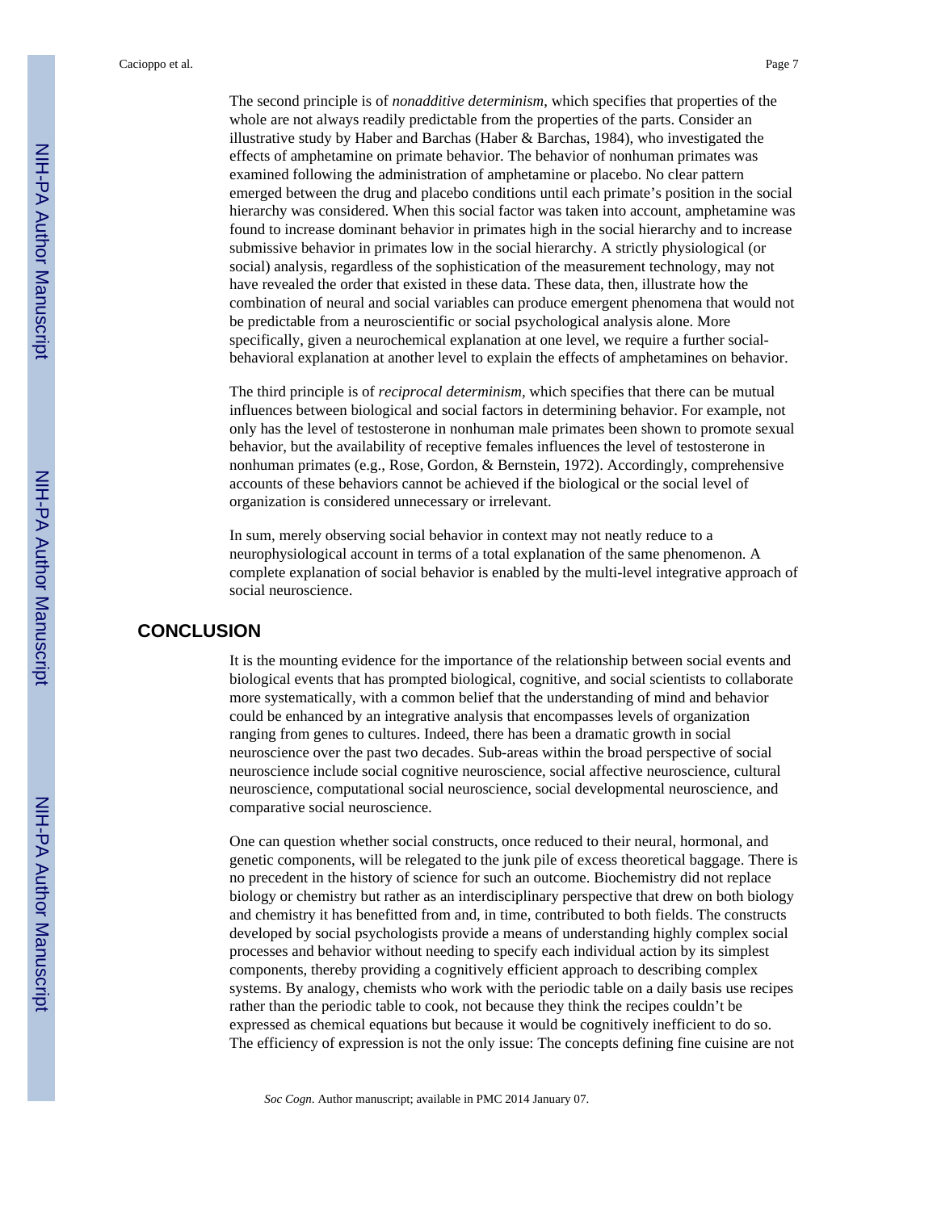The second principle is of *nonadditive determinism*, which specifies that properties of the whole are not always readily predictable from the properties of the parts. Consider an illustrative study by Haber and Barchas (Haber & Barchas, 1984), who investigated the effects of amphetamine on primate behavior. The behavior of nonhuman primates was examined following the administration of amphetamine or placebo. No clear pattern emerged between the drug and placebo conditions until each primate's position in the social hierarchy was considered. When this social factor was taken into account, amphetamine was found to increase dominant behavior in primates high in the social hierarchy and to increase submissive behavior in primates low in the social hierarchy. A strictly physiological (or social) analysis, regardless of the sophistication of the measurement technology, may not have revealed the order that existed in these data. These data, then, illustrate how the combination of neural and social variables can produce emergent phenomena that would not be predictable from a neuroscientific or social psychological analysis alone. More specifically, given a neurochemical explanation at one level, we require a further social-behavioral explanation at another level to explain the effects of amphetamines on behavior.

The third principle is of *reciprocal determinism*, which specifies that there can be mutual influences between biological and social factors in determining behavior. For example, not only has the level of testosterone in nonhuman male primates been shown to promote sexual behavior, but the availability of receptive females influences the level of testosterone in nonhuman primates (e.g., Rose, Gordon, & Bernstein, 1972). Accordingly, comprehensive accounts of these behaviors cannot be achieved if the biological or the social level of organization is considered unnecessary or irrelevant.

In sum, merely observing social behavior in context may not neatly reduce to a neurophysiological account in terms of a total explanation of the same phenomenon. A complete explanation of social behavior is enabled by the multi-level integrative approach of social neuroscience.

## CONCLUSION

It is the mounting evidence for the importance of the relationship between social events and biological events that has prompted biological, cognitive, and social scientists to collaborate more systematically, with a common belief that the understanding of mind and behavior could be enhanced by an integrative analysis that encompasses levels of organization ranging from genes to cultures. Indeed, there has been a dramatic growth in social neuroscience over the past two decades. Sub-areas within the broad perspective of social neuroscience include social cognitive neuroscience, social affective neuroscience, cultural neuroscience, computational social neuroscience, social developmental neuroscience, and comparative social neuroscience.

One can question whether social constructs, once reduced to their neural, hormonal, and genetic components, will be relegated to the junk pile of excess theoretical baggage. There is no precedent in the history of science for such an outcome. Biochemistry did not replace biology or chemistry but rather as an interdisciplinary perspective that drew on both biology and chemistry it has benefitted from and, in time, contributed to both fields. The constructs developed by social psychologists provide a means of understanding highly complex social processes and behavior without needing to specify each individual action by its simplest components, thereby providing a cognitively efficient approach to describing complex systems. By analogy, chemists who work with the periodic table on a daily basis use recipes rather than the periodic table to cook, not because they think the recipes couldn't be expressed as chemical equations but because it would be cognitively inefficient to do so. The efficiency of expression is not the only issue: The concepts defining fine cuisine are not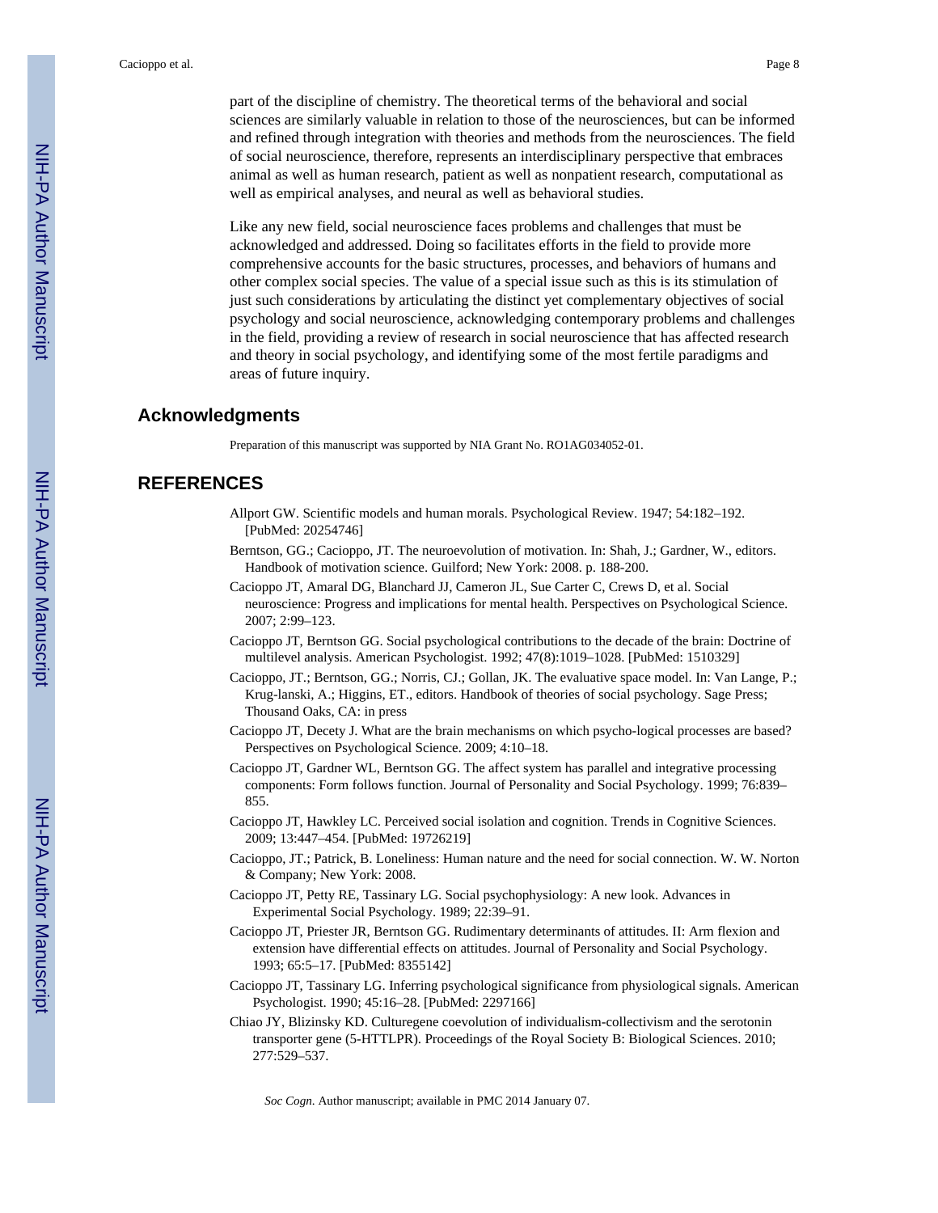part of the discipline of chemistry. The theoretical terms of the behavioral and social sciences are similarly valuable in relation to those of the neurosciences, but can be informed and refined through integration with theories and methods from the neurosciences. The field of social neuroscience, therefore, represents an interdisciplinary perspective that embraces animal as well as human research, patient as well as nonpatient research, computational as well as empirical analyses, and neural as well as behavioral studies.

Like any new field, social neuroscience faces problems and challenges that must be acknowledged and addressed. Doing so facilitates efforts in the field to provide more comprehensive accounts for the basic structures, processes, and behaviors of humans and other complex social species. The value of a special issue such as this is its stimulation of just such considerations by articulating the distinct yet complementary objectives of social psychology and social neuroscience, acknowledging contemporary problems and challenges in the field, providing a review of research in social neuroscience that has affected research and theory in social psychology, and identifying some of the most fertile paradigms and areas of future inquiry.

## Acknowledgments

Preparation of this manuscript was supported by NIA Grant No. RO1AG034052-01.

## REFERENCES

Allport GW. Scientific models and human morals. Psychological Review. 1947; 54:182–192. [PubMed: 20254746]

Berntson, GG.; Cacioppo, JT. The neuroevolution of motivation. In: Shah, J.; Gardner, W., editors. Handbook of motivation science. Guilford; New York: 2008. p. 188-200.

Cacioppo JT, Amaral DG, Blanchard JJ, Cameron JL, Sue Carter C, Crews D, et al. Social neuroscience: Progress and implications for mental health. Perspectives on Psychological Science. 2007; 2:99–123.

Cacioppo JT, Berntson GG. Social psychological contributions to the decade of the brain: Doctrine of multilevel analysis. American Psychologist. 1992; 47(8):1019–1028. [PubMed: 1510329]

Cacioppo, JT.; Berntson, GG.; Norris, CJ.; Gollan, JK. The evaluative space model. In: Van Lange, P.; Krug-lanski, A.; Higgins, ET., editors. Handbook of theories of social psychology. Sage Press; Thousand Oaks, CA: in press

Cacioppo JT, Decety J. What are the brain mechanisms on which psycho-logical processes are based? Perspectives on Psychological Science. 2009; 4:10–18.

Cacioppo JT, Gardner WL, Berntson GG. The affect system has parallel and integrative processing components: Form follows function. Journal of Personality and Social Psychology. 1999; 76:839–855.

Cacioppo JT, Hawkley LC. Perceived social isolation and cognition. Trends in Cognitive Sciences. 2009; 13:447–454. [PubMed: 19726219]

Cacioppo, JT.; Patrick, B. Loneliness: Human nature and the need for social connection. W. W. Norton & Company; New York: 2008.

Cacioppo JT, Petty RE, Tassinary LG. Social psychophysiology: A new look. Advances in Experimental Social Psychology. 1989; 22:39–91.

Cacioppo JT, Priester JR, Berntson GG. Rudimentary determinants of attitudes. II: Arm flexion and extension have differential effects on attitudes. Journal of Personality and Social Psychology. 1993; 65:5–17. [PubMed: 8355142]

Cacioppo JT, Tassinary LG. Inferring psychological significance from physiological signals. American Psychologist. 1990; 45:16–28. [PubMed: 2297166]

Chiao JY, Blizinsky KD. Culturegene coevolution of individualism-collectivism and the serotonin transporter gene (5-HTTLPR). Proceedings of the Royal Society B: Biological Sciences. 2010; 277:529–537.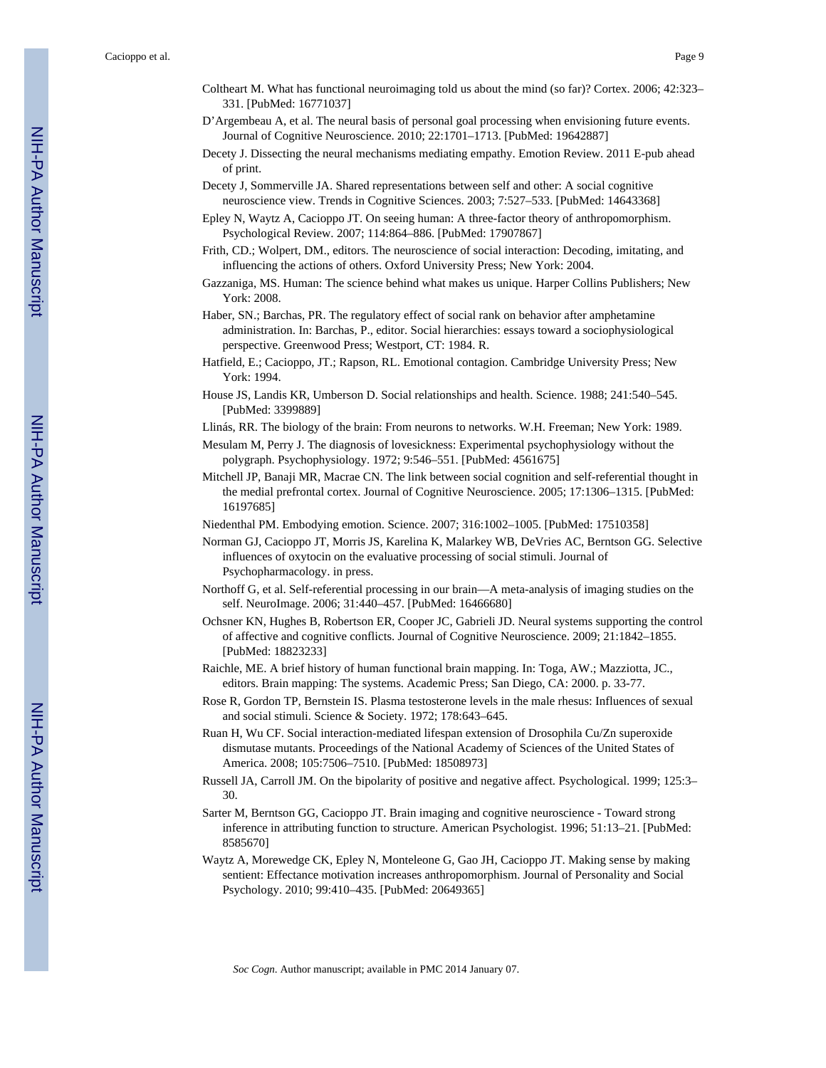Coltheart M. What has functional neuroimaging told us about the mind (so far)? Cortex. 2006; 42:323–331. [PubMed: 16771037]

D'Argembeau A, et al. The neural basis of personal goal processing when envisioning future events. Journal of Cognitive Neuroscience. 2010; 22:1701–1713. [PubMed: 19642887]

Decety J. Dissecting the neural mechanisms mediating empathy. Emotion Review. 2011 E-pub ahead of print.

Decety J, Sommerville JA. Shared representations between self and other: A social cognitive neuroscience view. Trends in Cognitive Sciences. 2003; 7:527–533. [PubMed: 14643368]

Epley N, Waytz A, Cacioppo JT. On seeing human: A three-factor theory of anthropomorphism. Psychological Review. 2007; 114:864–886. [PubMed: 17907867]

Frith, CD.; Wolpert, DM., editors. The neuroscience of social interaction: Decoding, imitating, and influencing the actions of others. Oxford University Press; New York: 2004.

Gazzaniga, MS. Human: The science behind what makes us unique. Harper Collins Publishers; New York: 2008.

Haber, SN.; Barchas, PR. The regulatory effect of social rank on behavior after amphetamine administration. In: Barchas, P., editor. Social hierarchies: essays toward a sociophysiological perspective. Greenwood Press; Westport, CT: 1984. R.

Hatfield, E.; Cacioppo, JT.; Rapson, RL. Emotional contagion. Cambridge University Press; New York: 1994.

House JS, Landis KR, Umberson D. Social relationships and health. Science. 1988; 241:540–545. [PubMed: 3399889]

Llinás, RR. The biology of the brain: From neurons to networks. W.H. Freeman; New York: 1989.

Mesulam M, Perry J. The diagnosis of lovesickness: Experimental psychophysiology without the polygraph. Psychophysiology. 1972; 9:546–551. [PubMed: 4561675]

Mitchell JP, Banaji MR, Macrae CN. The link between social cognition and self-referential thought in the medial prefrontal cortex. Journal of Cognitive Neuroscience. 2005; 17:1306–1315. [PubMed: 16197685]

Niedenthal PM. Embodying emotion. Science. 2007; 316:1002–1005. [PubMed: 17510358]

Norman GJ, Cacioppo JT, Morris JS, Karelina K, Malarkey WB, DeVries AC, Berntson GG. Selective influences of oxytocin on the evaluative processing of social stimuli. Journal of Psychopharmacology. in press.

Northoff G, et al. Self-referential processing in our brain—A meta-analysis of imaging studies on the self. NeuroImage. 2006; 31:440–457. [PubMed: 16466680]

Ochsner KN, Hughes B, Robertson ER, Cooper JC, Gabrieli JD. Neural systems supporting the control of affective and cognitive conflicts. Journal of Cognitive Neuroscience. 2009; 21:1842–1855. [PubMed: 18823233]

Raichle, ME. A brief history of human functional brain mapping. In: Toga, AW.; Mazziotta, JC., editors. Brain mapping: The systems. Academic Press; San Diego, CA: 2000. p. 33-77.

Rose R, Gordon TP, Bernstein IS. Plasma testosterone levels in the male rhesus: Influences of sexual and social stimuli. Science & Society. 1972; 178:643–645.

Ruan H, Wu CF. Social interaction-mediated lifespan extension of Drosophila Cu/Zn superoxide dismutase mutants. Proceedings of the National Academy of Sciences of the United States of America. 2008; 105:7506–7510. [PubMed: 18508973]

Russell JA, Carroll JM. On the bipolarity of positive and negative affect. Psychological. 1999; 125:3–30.

Sarter M, Berntson GG, Cacioppo JT. Brain imaging and cognitive neuroscience - Toward strong inference in attributing function to structure. American Psychologist. 1996; 51:13–21. [PubMed: 8585670]

Waytz A, Morewedge CK, Epley N, Monteleone G, Gao JH, Cacioppo JT. Making sense by making sentient: Effectance motivation increases anthropomorphism. Journal of Personality and Social Psychology. 2010; 99:410–435. [PubMed: 20649365]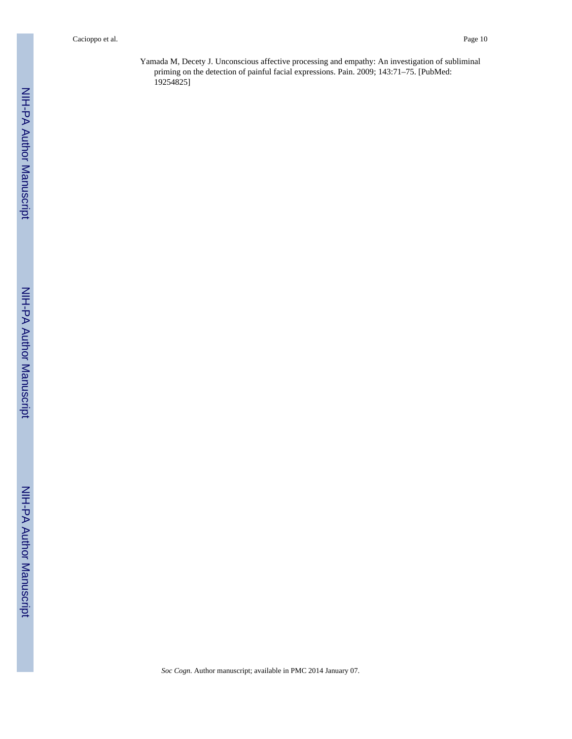Yamada M, Decety J. Unconscious affective processing and empathy: An investigation of subliminal priming on the detection of painful facial expressions. Pain. 2009; 143:71–75. [PubMed: 19254825]